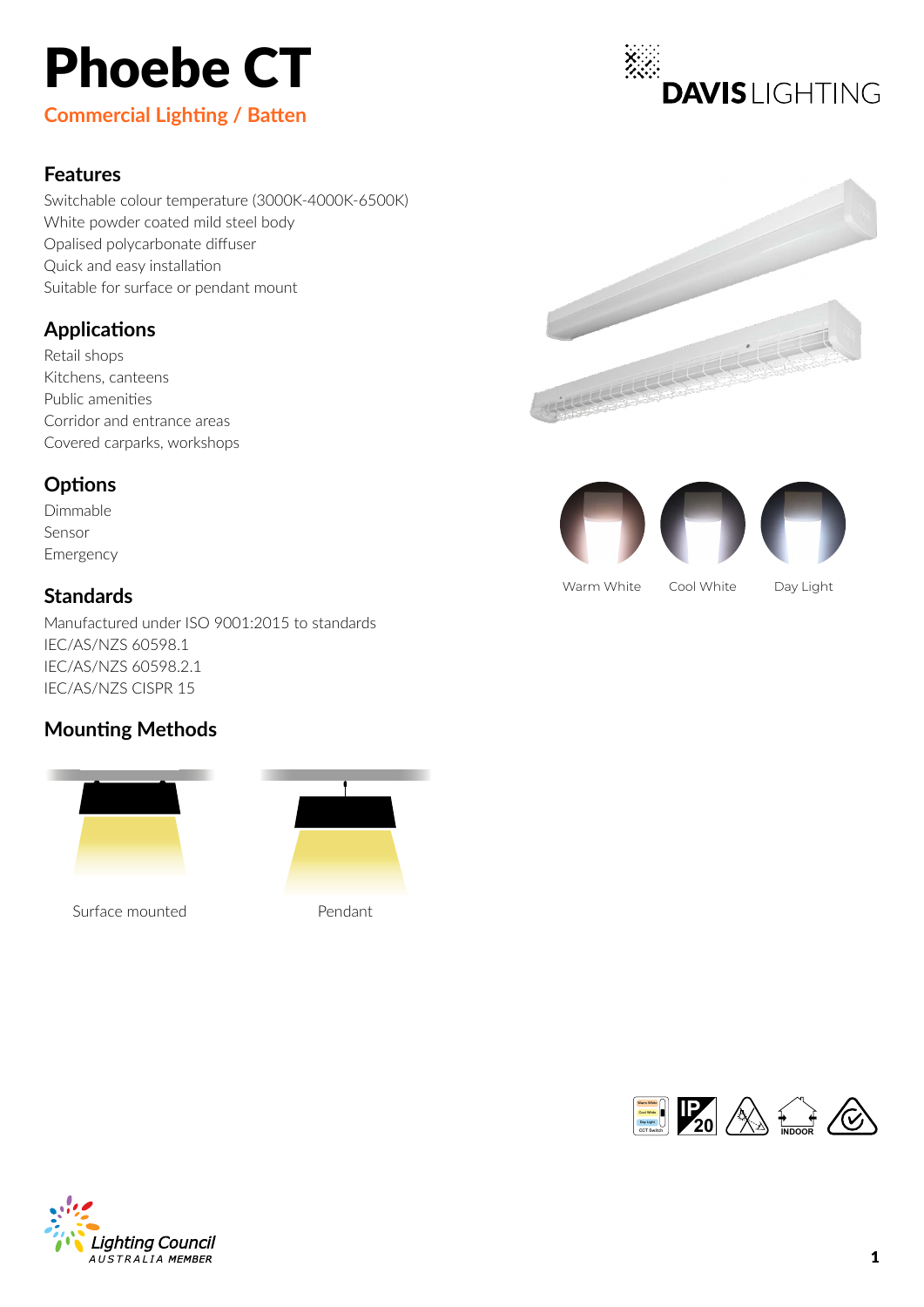# Phoebe CT

**Commercial Lighting / Batten**

DAVIS LIGHTING

## Features

Switchable colour temperature (3000K-4000K-6500K)
White powder coated mild steel body
Opalised polycarbonate diffuser
Quick and easy installation
Suitable for surface or pendant mount

## Applications

Retail shops
Kitchens, canteens
Public amenities
Corridor and entrance areas
Covered carparks, workshops

## Options

Dimmable
Sensor
Emergency

Warm White　Cool White　Day Light

## Standards

Manufactured under ISO 9001:2015 to standards
IEC/AS/NZS 60598.1
IEC/AS/NZS 60598.2.1
IEC/AS/NZS CISPR 15

## Mounting Methods

Surface mounted　Pendant

Warm White　Cool White　Day Light　CCT Switch　IP20　INDOOR

Lighting Council AUSTRALIA MEMBER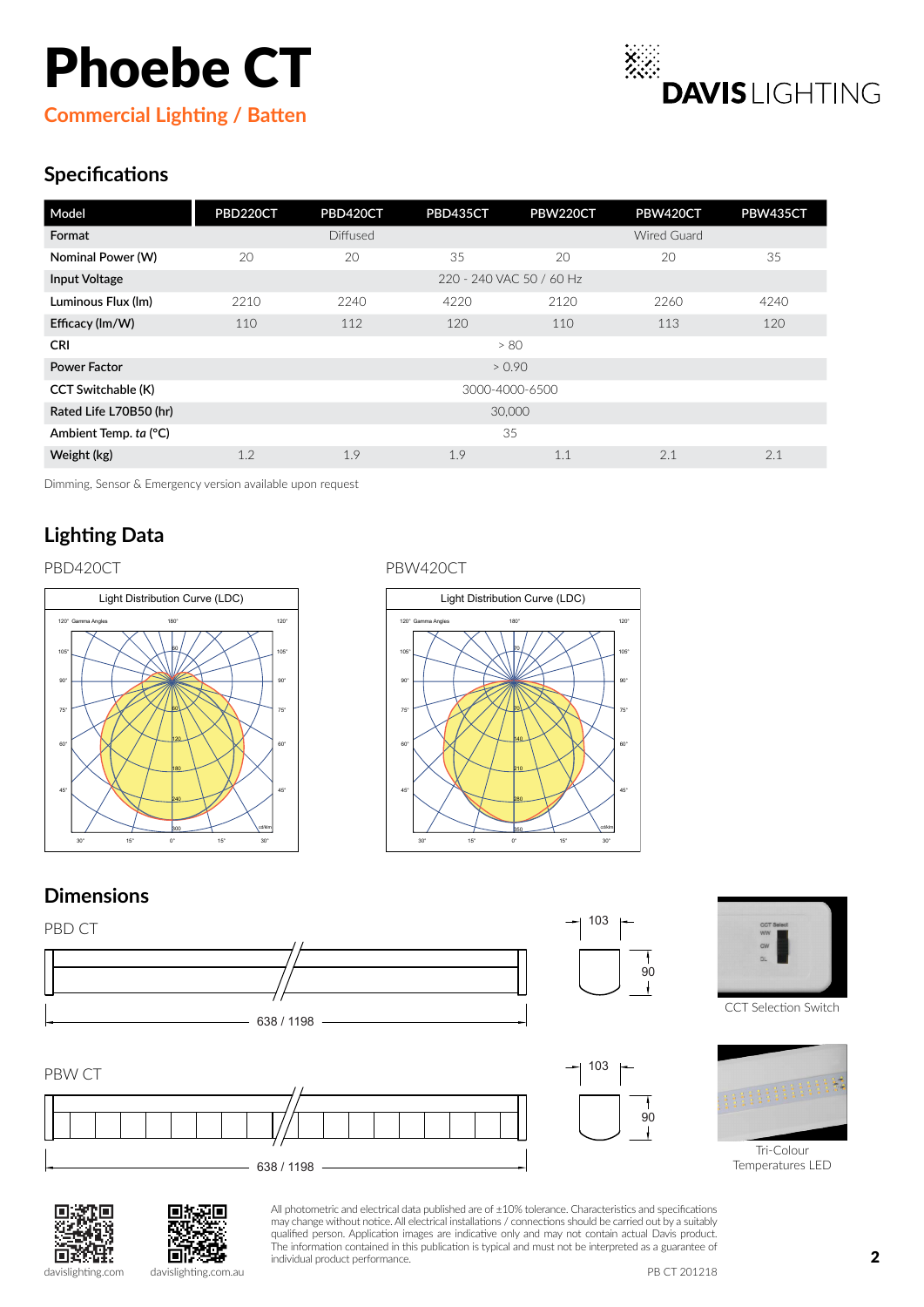# Phoebe CT

## Commercial Lighting / Batten

DAVIS LIGHTING

## Specifications

| Model | PBD220CT | PBD420CT | PBD435CT | PBW220CT | PBW420CT | PBW435CT |
|---|---|---|---|---|---|---|
| Format | | Diffused | | | Wired Guard | |
| Nominal Power (W) | 20 | 20 | 35 | 20 | 20 | 35 |
| Input Voltage | | | 220 - 240 VAC 50 / 60 Hz | | | |
| Luminous Flux (lm) | 2210 | 2240 | 4220 | 2120 | 2260 | 4240 |
| Efficacy (lm/W) | 110 | 112 | 120 | 110 | 113 | 120 |
| CRI | | | > 80 | | | |
| Power Factor | | | > 0.90 | | | |
| CCT Switchable (K) | | | 3000-4000-6500 | | | |
| Rated Life L70B50 (hr) | | | 30,000 | | | |
| Ambient Temp. *ta* (°C) | | | 35 | | | |
| Weight (kg) | 1.2 | 1.9 | 1.9 | 1.1 | 2.1 | 2.1 |

Dimming, Sensor & Emergency version available upon request

## Lighting Data

PBD420CT

Light Distribution Curve (LDC)

120° Gamma Angles 180° 120°
105° 105°
90° 90°
75° 75°
60° 60°
45° 45°
60 120 180 240 300 cd/klm
30° 15° 0° 15° 30°

PBW420CT

Light Distribution Curve (LDC)

120° Gamma Angles 180° 120°
105° 105°
90° 90°
75° 75°
60° 60°
45° 45°
70 140 210 280 350 cd/klm
30° 15° 0° 15° 30°

## Dimensions

PBD CT

638 / 1198

103

90

CCT Selection Switch

PBW CT

638 / 1198

103

90

Tri-Colour Temperatures LED

davislighting.com davislighting.com.au

All photometric and electrical data published are of ±10% tolerance. Characteristics and specifications may change without notice. All electrical installations / connections should be carried out by a suitably qualified person. Application images are indicative only and may not contain actual Davis product. The information contained in this publication is typical and must not be interpreted as a guarantee of individual product performance.

PB CT 201218